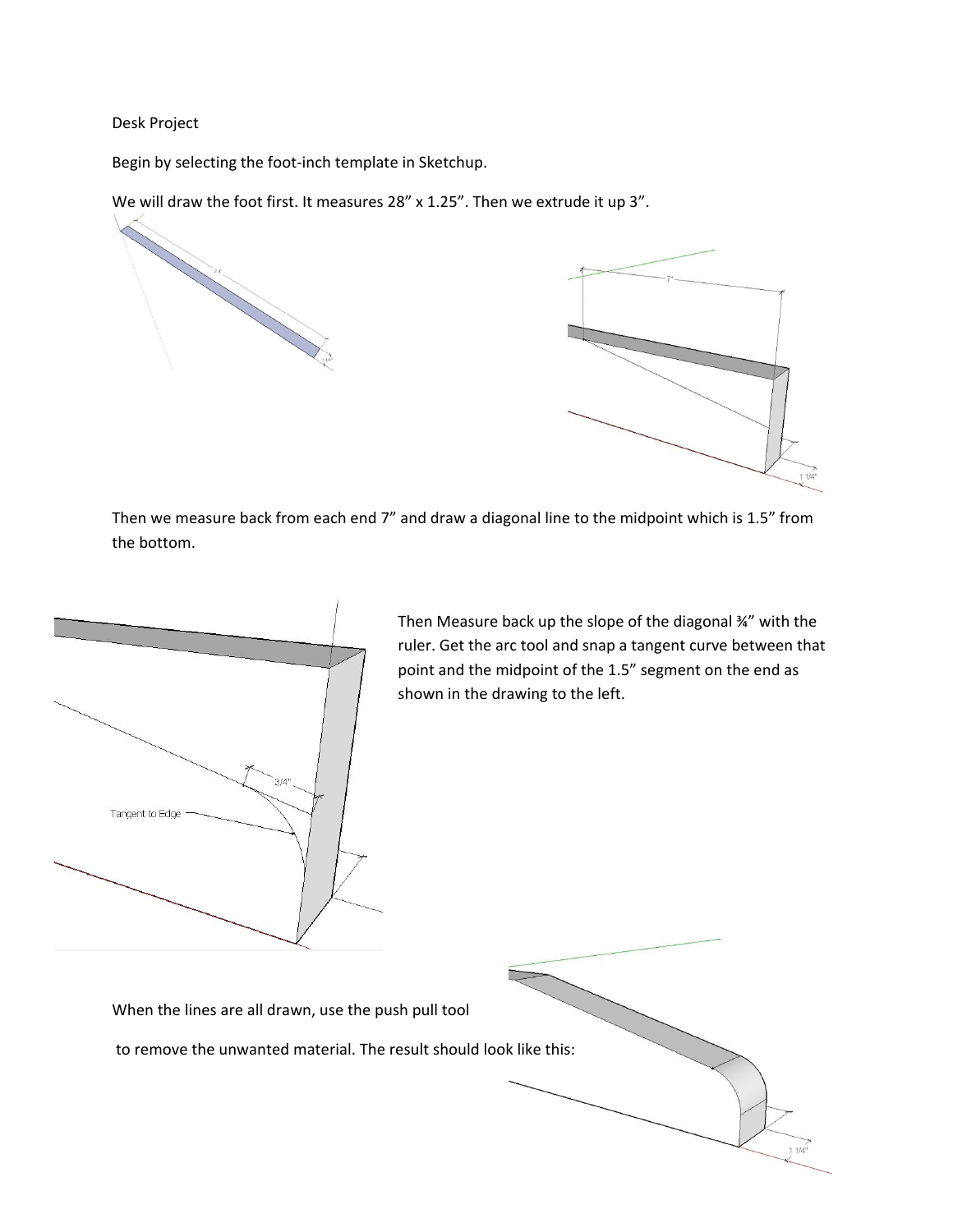Desk Project

Begin by selecting the foot-inch template in Sketchup.

We will draw the foot first. It measures 28” x 1.25”. Then we extrude it up 3”.

Then we measure back from each end 7” and draw a diagonal line to the midpoint which is 1.5” from the bottom.

Then Measure back up the slope of the diagonal ¾” with the ruler. Get the arc tool and snap a tangent curve between that point and the midpoint of the 1.5” segment on the end as shown in the drawing to the left.

When the lines are all drawn, use the push pull tool

to remove the unwanted material. The result should look like this: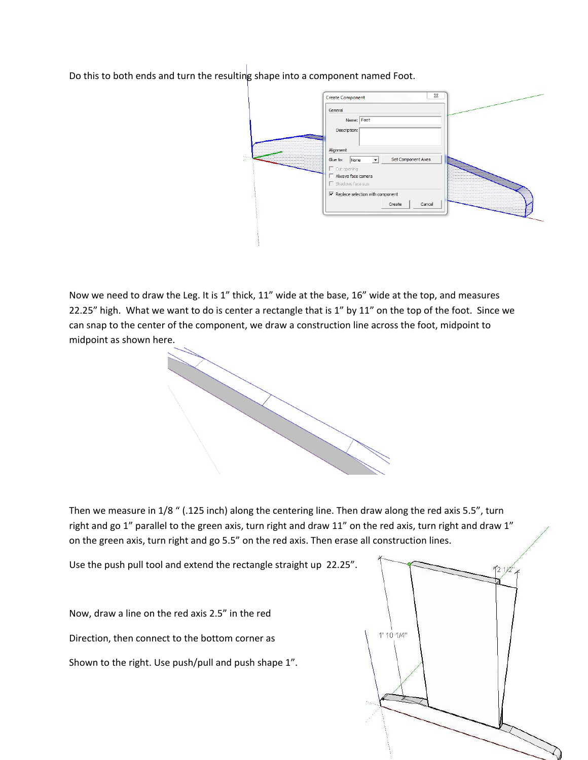Do this to both ends and turn the resulting shape into a component named Foot.

Now we need to draw the Leg. It is 1" thick, 11" wide at the base, 16" wide at the top, and measures 22.25" high. What we want to do is center a rectangle that is 1" by 11" on the top of the foot. Since we can snap to the center of the component, we draw a construction line across the foot, midpoint to midpoint as shown here.

Then we measure in 1/8 " (.125 inch) along the centering line. Then draw along the red axis 5.5", turn right and go 1" parallel to the green axis, turn right and draw 11" on the red axis, turn right and draw 1" on the green axis, turn right and go 5.5" on the red axis. Then erase all construction lines.

Use the push pull tool and extend the rectangle straight up 22.25".

Now, draw a line on the red axis 2.5" in the red

Direction, then connect to the bottom corner as

Shown to the right. Use push/pull and push shape 1".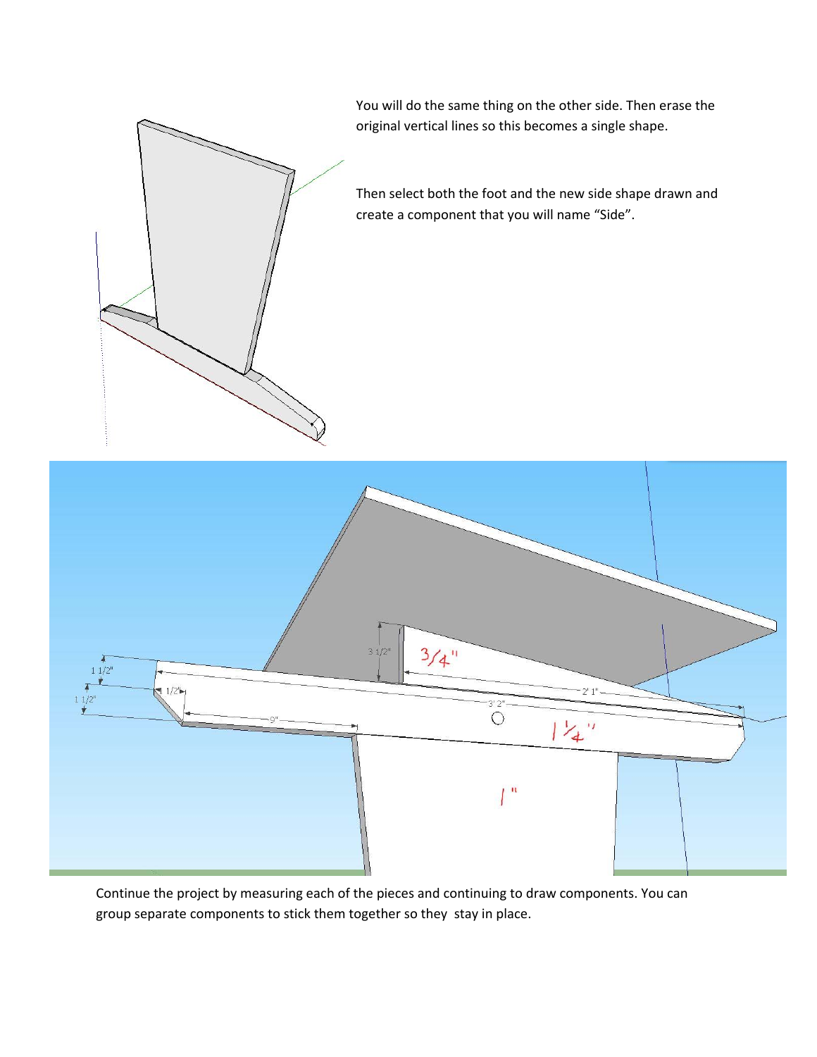You will do the same thing on the other side. Then erase the original vertical lines so this becomes a single shape.

Then select both the foot and the new side shape drawn and create a component that you will name “Side”.

Continue the project by measuring each of the pieces and continuing to draw components. You can group separate components to stick them together so they stay in place.